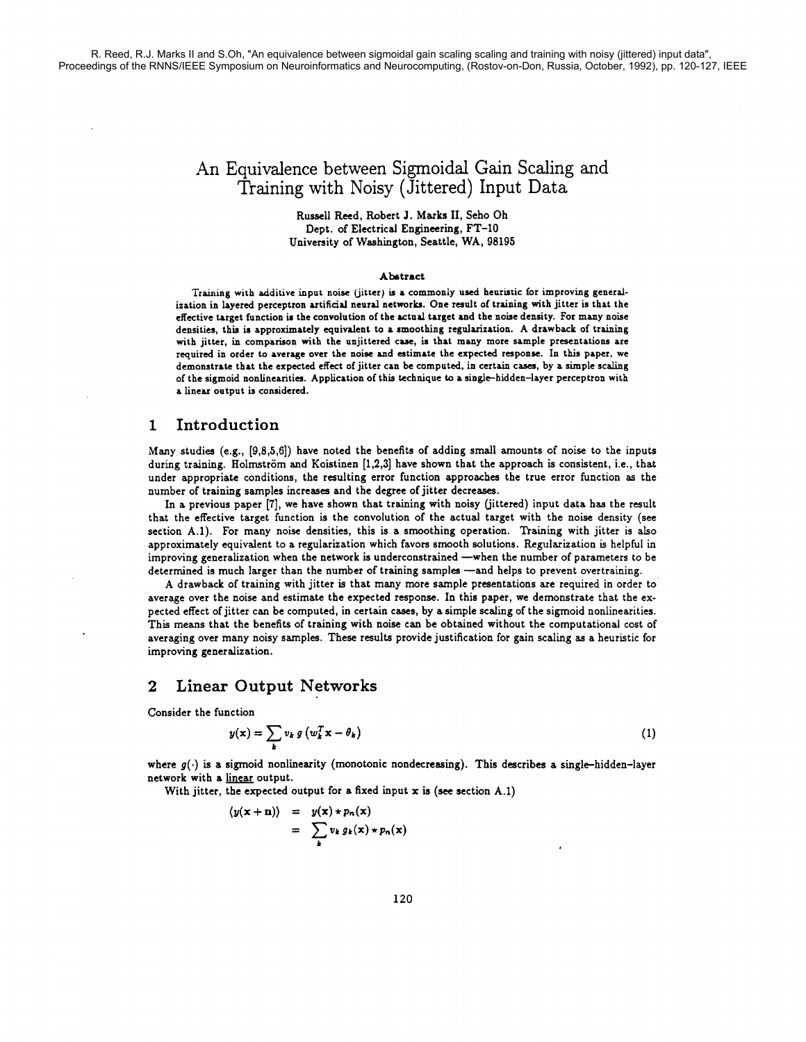R. Reed, R.J. Marks II and S.Oh, "An equivalence between sigmoidal gain scaling scaling and training with noisy (jittered) input data", Proceedings of the RNNS/IEEE Symposium on Neuroinformatics and Neurocomputing, (Rostov-on-Don, Russia, October, 1992), pp. 120-127, IEEE

# An Equivalence between Sigmoidal Gain Scaling and Training with Noisy (Jittered) Input Data

Russell Reed, Robert J. Marks II, Seho Oh
Dept. of Electrical Engineering, FT-10
University of Washington, Seattle, WA, 98195

### Abstract

Training with additive input noise (jitter) is a commonly used heuristic for improving generalization in layered perceptron artificial neural networks. One result of training with jitter is that the effective target function is the convolution of the actual target and the noise density. For many noise densities, this is approximately equivalent to a smoothing regularization. A drawback of training with jitter, in comparison with the unjittered case, is that many more sample presentations are required in order to average over the noise and estimate the expected response. In this paper, we demonstrate that the expected effect of jitter can be computed, in certain cases, by a simple scaling of the sigmoid nonlinearities. Application of this technique to a single-hidden-layer perceptron with a linear output is considered.

## 1 Introduction

Many studies (e.g., [9,8,5,6]) have noted the benefits of adding small amounts of noise to the inputs during training. Holmström and Koistinen [1,2,3] have shown that the approach is consistent, i.e., that under appropriate conditions, the resulting error function approaches the true error function as the number of training samples increases and the degree of jitter decreases.

In a previous paper [7], we have shown that training with noisy (jittered) input data has the result that the effective target function is the convolution of the actual target with the noise density (see section A.1). For many noise densities, this is a smoothing operation. Training with jitter is also approximately equivalent to a regularization which favors smooth solutions. Regularization is helpful in improving generalization when the network is underconstrained —when the number of parameters to be determined is much larger than the number of training samples —and helps to prevent overtraining.

A drawback of training with jitter is that many more sample presentations are required in order to average over the noise and estimate the expected response. In this paper, we demonstrate that the expected effect of jitter can be computed, in certain cases, by a simple scaling of the sigmoid nonlinearities. This means that the benefits of training with noise can be obtained without the computational cost of averaging over many noisy samples. These results provide justification for gain scaling as a heuristic for improving generalization.

## 2 Linear Output Networks

Consider the function

$$y(\mathbf{x}) = \sum_k v_k \, g\left(w_k^T \mathbf{x} - \theta_k\right) \tag{1}$$

where $g(\cdot)$ is a sigmoid nonlinearity (monotonic nondecreasing). This describes a single-hidden-layer network with a <u>linear</u> output.

With jitter, the expected output for a fixed input $\mathbf{x}$ is (see section A.1)

$$\begin{aligned} \langle y(\mathbf{x}+\mathbf{n}) \rangle &= y(\mathbf{x}) * p_n(\mathbf{x}) \\ &= \sum_k v_k \, g_k(\mathbf{x}) * p_n(\mathbf{x}) \end{aligned}$$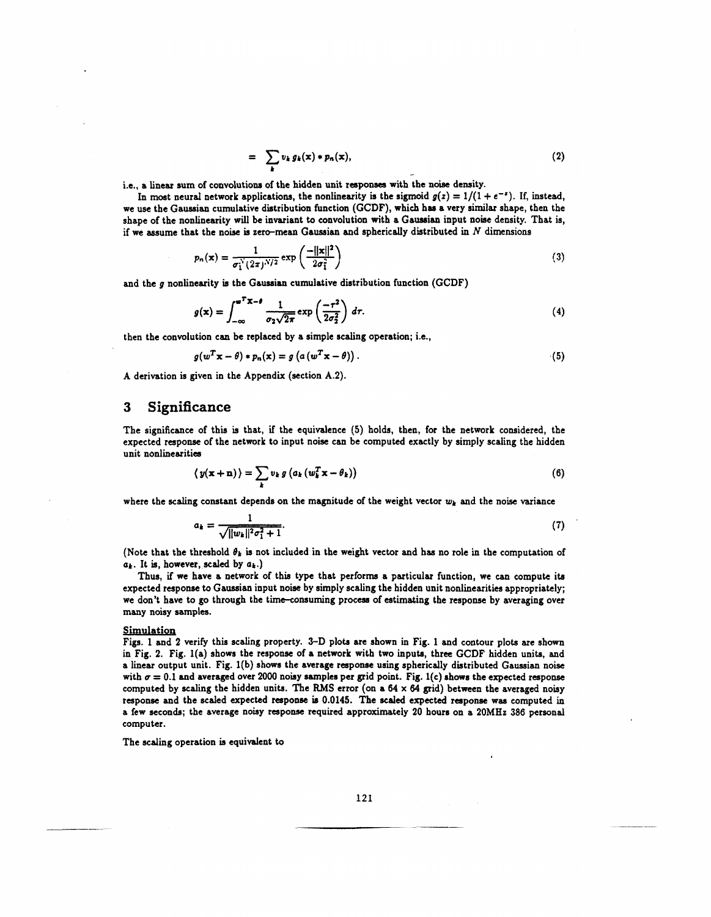$$= \sum_k v_k \, g_k(\mathbf{x}) * p_n(\mathbf{x}), \tag{2}$$

i.e., a linear sum of convolutions of the hidden unit responses with the noise density.

In most neural network applications, the nonlinearity is the sigmoid $g(z) = 1/(1+e^{-z})$. If, instead, we use the Gaussian cumulative distribution function (GCDF), which has a very similar shape, then the shape of the nonlinearity will be invariant to convolution with a Gaussian input noise density. That is, if we assume that the noise is zero-mean Gaussian and spherically distributed in $N$ dimensions

$$p_n(\mathbf{x}) = \frac{1}{\sigma_1^N (2\pi)^{N/2}} \exp\left(\frac{-\|\mathbf{x}\|^2}{2\sigma_1^2}\right) \tag{3}$$

and the $g$ nonlinearity is the Gaussian cumulative distribution function (GCDF)

$$g(\mathbf{x}) = \int_{-\infty}^{w^T\mathbf{x}-\theta} \frac{1}{\sigma_2\sqrt{2\pi}} \exp\left(\frac{-\tau^2}{2\sigma_2^2}\right) d\tau. \tag{4}$$

then the convolution can be replaced by a simple scaling operation; i.e.,

$$g(w^T\mathbf{x} - \theta) * p_n(\mathbf{x}) = g\left(a\,(w^T\mathbf{x} - \theta)\right). \tag{5}$$

A derivation is given in the Appendix (section A.2).

# 3 Significance

The significance of this is that, if the equivalence (5) holds, then, for the network considered, the expected response of the network to input noise can be computed exactly by simply scaling the hidden unit nonlinearities

$$\langle\, y(\mathbf{x}+\mathbf{n})\,\rangle = \sum_k v_k \, g\left(a_k\,(w_k^T\mathbf{x} - \theta_k)\right) \tag{6}$$

where the scaling constant depends on the magnitude of the weight vector $w_k$ and the noise variance

$$a_k = \frac{1}{\sqrt{\|w_k\|^2\sigma_1^2 + 1}}. \tag{7}$$

(Note that the threshold $\theta_k$ is not included in the weight vector and has no role in the computation of $a_k$. It is, however, scaled by $a_k$.)

Thus, if we have a network of this type that performs a particular function, we can compute its expected response to Gaussian input noise by simply scaling the hidden unit nonlinearities appropriately; we don't have to go through the time-consuming process of estimating the response by averaging over many noisy samples.

**Simulation**

Figs. 1 and 2 verify this scaling property. 3-D plots are shown in Fig. 1 and contour plots are shown in Fig. 2. Fig. 1(a) shows the response of a network with two inputs, three GCDF hidden units, and a linear output unit. Fig. 1(b) shows the average response using spherically distributed Gaussian noise with $\sigma = 0.1$ and averaged over 2000 noisy samples per grid point. Fig. 1(c) shows the expected response computed by scaling the hidden units. The RMS error (on a $64 \times 64$ grid) between the averaged noisy response and the scaled expected response is 0.0145. The scaled expected response was computed in a few seconds; the average noisy response required approximately 20 hours on a 20MHz 386 personal computer.

The scaling operation is equivalent to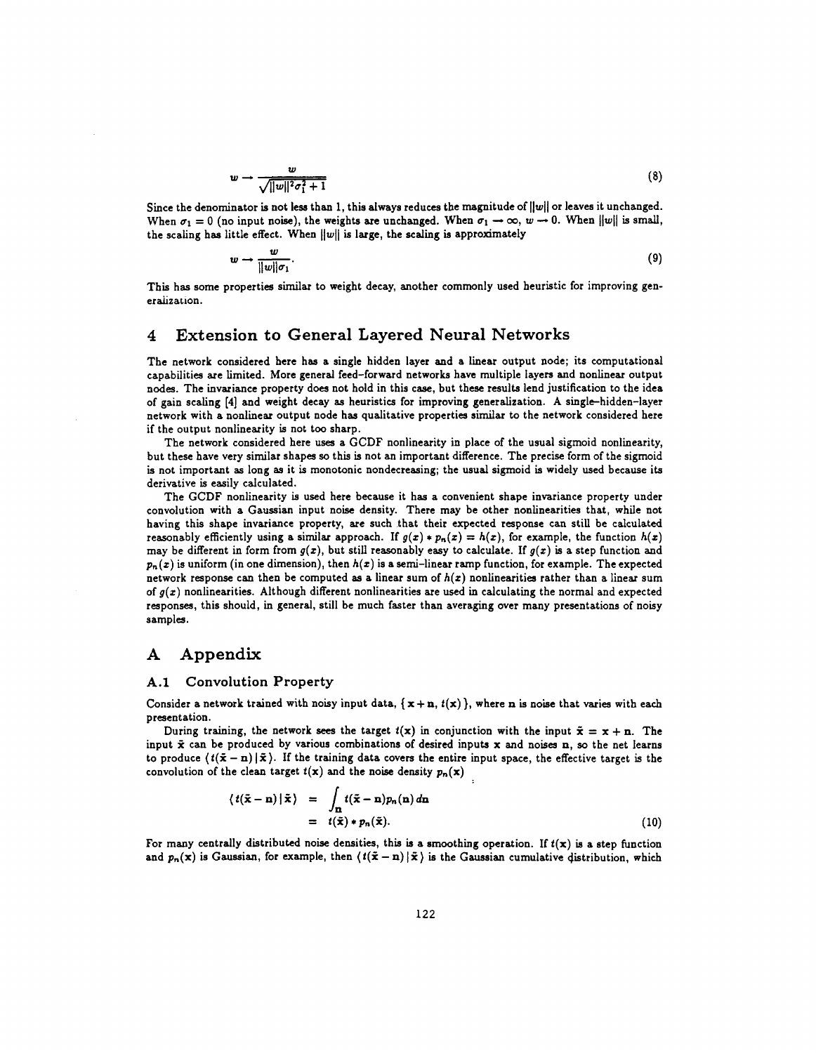$$w \rightarrow \frac{w}{\sqrt{\|w\|^2 \sigma_1^2 + 1}} \tag{8}$$

Since the denominator is not less than 1, this always reduces the magnitude of $\|w\|$ or leaves it unchanged. When $\sigma_1 = 0$ (no input noise), the weights are unchanged. When $\sigma_1 \rightarrow \infty$, $w \rightarrow 0$. When $\|w\|$ is small, the scaling has little effect. When $\|w\|$ is large, the scaling is approximately

$$w \rightarrow \frac{w}{\|w\| \sigma_1}. \tag{9}$$

This has some properties similar to weight decay, another commonly used heuristic for improving generalization.

## 4 Extension to General Layered Neural Networks

The network considered here has a single hidden layer and a linear output node; its computational capabilities are limited. More general feed-forward networks have multiple layers and nonlinear output nodes. The invariance property does not hold in this case, but these results lend justification to the idea of gain scaling [4] and weight decay as heuristics for improving generalization. A single-hidden-layer network with a nonlinear output node has qualitative properties similar to the network considered here if the output nonlinearity is not too sharp.

The network considered here uses a GCDF nonlinearity in place of the usual sigmoid nonlinearity, but these have very similar shapes so this is not an important difference. The precise form of the sigmoid is not important as long as it is monotonic nondecreasing; the usual sigmoid is widely used because its derivative is easily calculated.

The GCDF nonlinearity is used here because it has a convenient shape invariance property under convolution with a Gaussian input noise density. There may be other nonlinearities that, while not having this shape invariance property, are such that their expected response can still be calculated reasonably efficiently using a similar approach. If $g(x) * p_n(x) = h(x)$, for example, the function $h(x)$ may be different in form from $g(x)$, but still reasonably easy to calculate. If $g(x)$ is a step function and $p_n(x)$ is uniform (in one dimension), then $h(x)$ is a semi-linear ramp function, for example. The expected network response can then be computed as a linear sum of $h(x)$ nonlinearities rather than a linear sum of $g(x)$ nonlinearities. Although different nonlinearities are used in calculating the normal and expected responses, this should, in general, still be much faster than averaging over many presentations of noisy samples.

# A Appendix

### A.1 Convolution Property

Consider a network trained with noisy input data, $\{\mathbf{x} + \mathbf{n}, t(\mathbf{x})\}$, where $\mathbf{n}$ is noise that varies with each presentation.

During training, the network sees the target $t(\mathbf{x})$ in conjunction with the input $\tilde{\mathbf{x}} = \mathbf{x} + \mathbf{n}$. The input $\tilde{\mathbf{x}}$ can be produced by various combinations of desired inputs $\mathbf{x}$ and noises $\mathbf{n}$, so the net learns to produce $\langle t(\tilde{\mathbf{x}} - \mathbf{n}) \,|\, \tilde{\mathbf{x}} \rangle$. If the training data covers the entire input space, the effective target is the convolution of the clean target $t(\mathbf{x})$ and the noise density $p_n(\mathbf{x})$

$$\begin{aligned} \langle t(\tilde{\mathbf{x}} - \mathbf{n}) \,|\, \tilde{\mathbf{x}} \rangle &= \int_{\mathbf{n}} t(\tilde{\mathbf{x}} - \mathbf{n}) p_n(\mathbf{n}) \, d\mathbf{n} \\ &= t(\tilde{\mathbf{x}}) * p_n(\tilde{\mathbf{x}}). \end{aligned} \tag{10}$$

For many centrally distributed noise densities, this is a smoothing operation. If $t(\mathbf{x})$ is a step function and $p_n(\mathbf{x})$ is Gaussian, for example, then $\langle t(\tilde{\mathbf{x}} - \mathbf{n}) \,|\, \tilde{\mathbf{x}} \rangle$ is the Gaussian cumulative distribution, which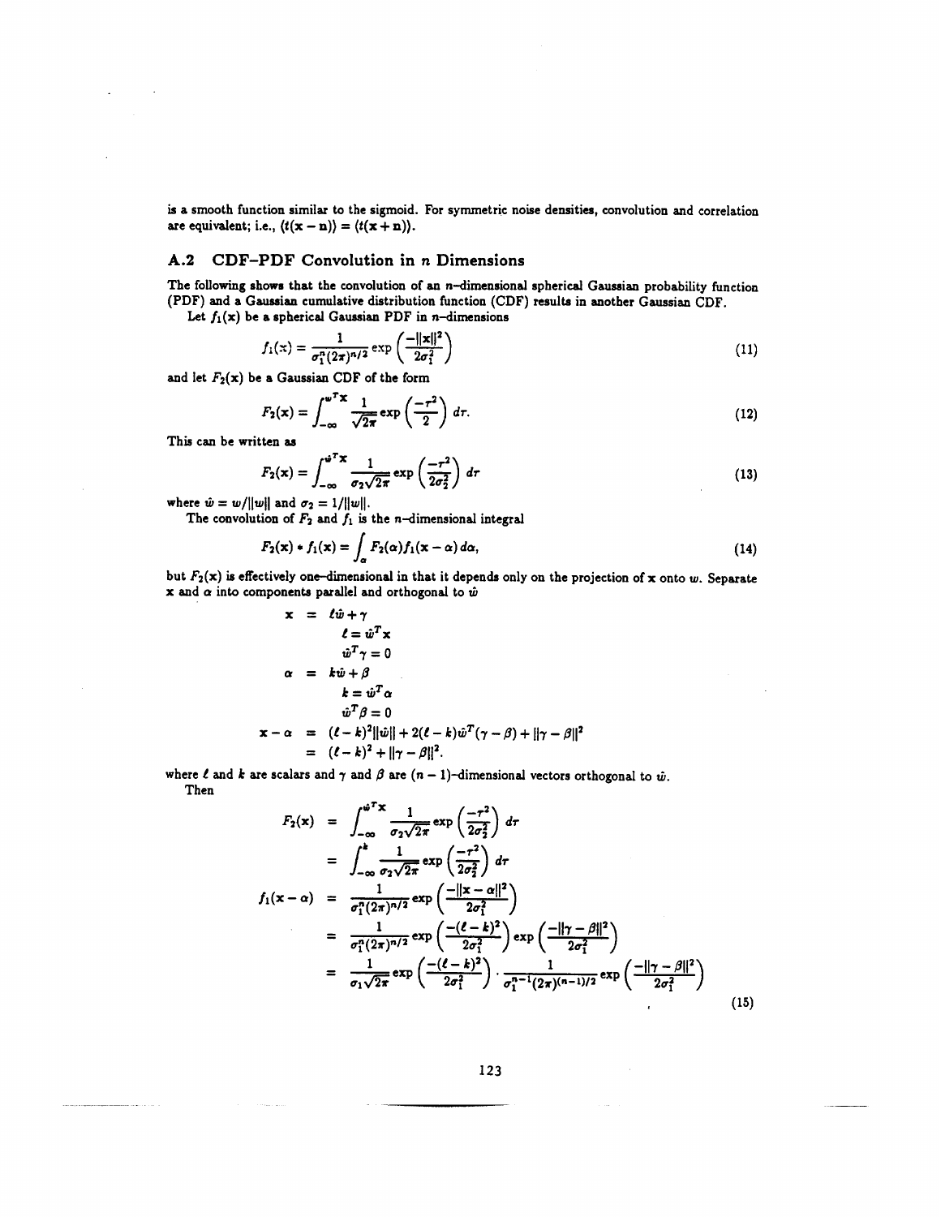is a smooth function similar to the sigmoid. For symmetric noise densities, convolution and correlation are equivalent; i.e., $\langle t(\mathbf{x}-\mathbf{n})\rangle = \langle t(\mathbf{x}+\mathbf{n})\rangle$.

## A.2 CDF–PDF Convolution in $n$ Dimensions

The following shows that the convolution of an $n$–dimensional spherical Gaussian probability function (PDF) and a Gaussian cumulative distribution function (CDF) results in another Gaussian CDF.

Let $f_1(\mathbf{x})$ be a spherical Gaussian PDF in $n$–dimensions

$$f_1(\mathbf{x}) = \frac{1}{\sigma_1^n (2\pi)^{n/2}} \exp\left(\frac{-\|\mathbf{x}\|^2}{2\sigma_1^2}\right) \tag{11}$$

and let $F_2(\mathbf{x})$ be a Gaussian CDF of the form

$$F_2(\mathbf{x}) = \int_{-\infty}^{w^T\mathbf{x}} \frac{1}{\sqrt{2\pi}} \exp\left(\frac{-\tau^2}{2}\right) d\tau. \tag{12}$$

This can be written as

$$F_2(\mathbf{x}) = \int_{-\infty}^{\hat{w}^T\mathbf{x}} \frac{1}{\sigma_2\sqrt{2\pi}} \exp\left(\frac{-\tau^2}{2\sigma_2^2}\right) d\tau \tag{13}$$

where $\hat{w} = w/\|w\|$ and $\sigma_2 = 1/\|w\|$.

The convolution of $F_2$ and $f_1$ is the $n$–dimensional integral

$$F_2(\mathbf{x}) * f_1(\mathbf{x}) = \int_\alpha F_2(\alpha) f_1(\mathbf{x}-\alpha)\, d\alpha, \tag{14}$$

but $F_2(\mathbf{x})$ is effectively one–dimensional in that it depends only on the projection of $\mathbf{x}$ onto $w$. Separate $\mathbf{x}$ and $\alpha$ into components parallel and orthogonal to $\hat{w}$

$$\begin{aligned}
\mathbf{x} &= \ell\hat{w} + \gamma \\
& \quad \ell = \hat{w}^T\mathbf{x} \\
& \quad \hat{w}^T\gamma = 0 \\
\alpha &= k\hat{w} + \beta \\
& \quad k = \hat{w}^T\alpha \\
& \quad \hat{w}^T\beta = 0 \\
\mathbf{x} - \alpha &= (\ell-k)^2\|\hat{w}\| + 2(\ell-k)\hat{w}^T(\gamma-\beta) + \|\gamma-\beta\|^2 \\
&= (\ell-k)^2 + \|\gamma-\beta\|^2.
\end{aligned}$$

where $\ell$ and $k$ are scalars and $\gamma$ and $\beta$ are $(n-1)$-dimensional vectors orthogonal to $\hat{w}$.

Then

$$\begin{aligned}
F_2(\mathbf{x}) &= \int_{-\infty}^{\hat{w}^T\mathbf{x}} \frac{1}{\sigma_2\sqrt{2\pi}} \exp\left(\frac{-\tau^2}{2\sigma_2^2}\right) d\tau \\
&= \int_{-\infty}^{k} \frac{1}{\sigma_2\sqrt{2\pi}} \exp\left(\frac{-\tau^2}{2\sigma_2^2}\right) d\tau \\
f_1(\mathbf{x}-\alpha) &= \frac{1}{\sigma_1^n(2\pi)^{n/2}} \exp\left(\frac{-\|\mathbf{x}-\alpha\|^2}{2\sigma_1^2}\right) \\
&= \frac{1}{\sigma_1^n(2\pi)^{n/2}} \exp\left(\frac{-(\ell-k)^2}{2\sigma_1^2}\right) \exp\left(\frac{-\|\gamma-\beta\|^2}{2\sigma_1^2}\right) \\
&= \frac{1}{\sigma_1\sqrt{2\pi}} \exp\left(\frac{-(\ell-k)^2}{2\sigma_1^2}\right) \cdot \frac{1}{\sigma_1^{n-1}(2\pi)^{(n-1)/2}} \exp\left(\frac{-\|\gamma-\beta\|^2}{2\sigma_1^2}\right)
\end{aligned} \tag{15}$$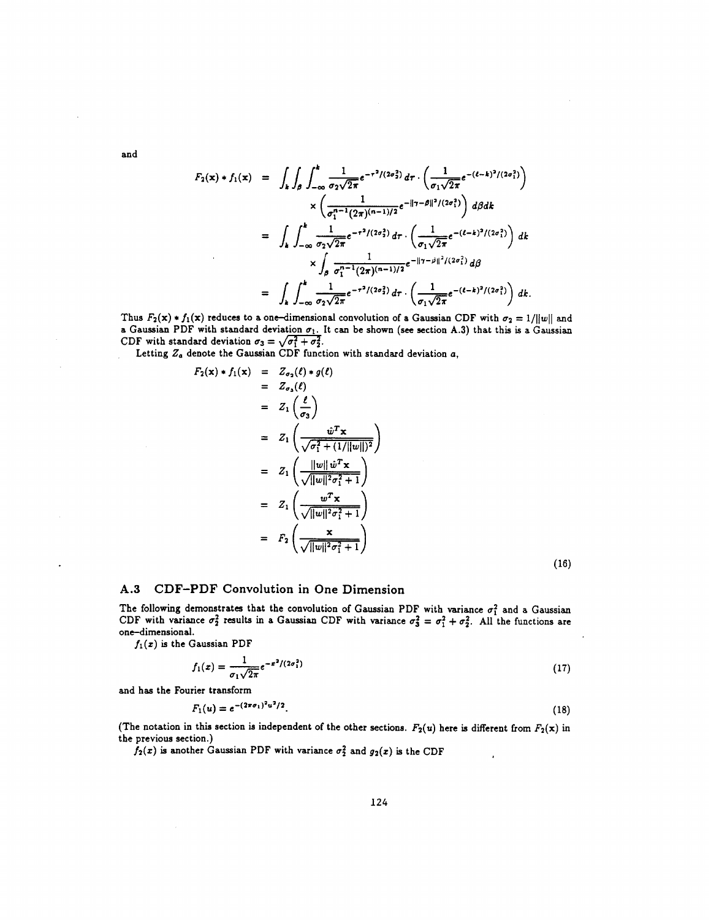and

$$
\begin{aligned}
F_2(\mathbf{x}) * f_1(\mathbf{x}) &= \int_k \int_\beta \int_{-\infty}^{k} \frac{1}{\sigma_2\sqrt{2\pi}} e^{-\tau^2/(2\sigma_2^2)}\, d\tau \cdot \left(\frac{1}{\sigma_1\sqrt{2\pi}} e^{-(\ell-k)^2/(2\sigma_1^2)}\right) \\
&\quad \times \left(\frac{1}{\sigma_1^{n-1}(2\pi)^{(n-1)/2}} e^{-\|\gamma-\beta\|^2/(2\sigma_1^2)}\right) d\beta dk \\
&= \int_k \int_{-\infty}^{k} \frac{1}{\sigma_2\sqrt{2\pi}} e^{-\tau^2/(2\sigma_2^2)}\, d\tau \cdot \left(\frac{1}{\sigma_1\sqrt{2\pi}} e^{-(\ell-k)^2/(2\sigma_1^2)}\right) dk \\
&\quad \times \int_\beta \frac{1}{\sigma_1^{n-1}(2\pi)^{(n-1)/2}} e^{-\|\gamma-\beta\|^2/(2\sigma_1^2)}\, d\beta \\
&= \int_k \int_{-\infty}^{k} \frac{1}{\sigma_2\sqrt{2\pi}} e^{-\tau^2/(2\sigma_2^2)}\, d\tau \cdot \left(\frac{1}{\sigma_1\sqrt{2\pi}} e^{-(\ell-k)^2/(2\sigma_1^2)}\right) dk.
\end{aligned}
$$

Thus $F_2(\mathbf{x}) * f_1(\mathbf{x})$ reduces to a one-dimensional convolution of a Gaussian CDF with $\sigma_2 = 1/\|w\|$ and a Gaussian PDF with standard deviation $\sigma_1$. It can be shown (see section A.3) that this is a Gaussian CDF with standard deviation $\sigma_3 = \sqrt{\sigma_1^2 + \sigma_2^2}$.

Letting $Z_a$ denote the Gaussian CDF function with standard deviation $a$,

$$
\begin{aligned}
F_2(\mathbf{x}) * f_1(\mathbf{x}) &= Z_{\sigma_2}(\ell) * g(\ell) \\
&= Z_{\sigma_3}(\ell) \\
&= Z_1\left(\frac{\ell}{\sigma_3}\right) \\
&= Z_1\left(\frac{\hat{w}^T\mathbf{x}}{\sqrt{\sigma_1^2 + (1/\|w\|)^2}}\right) \\
&= Z_1\left(\frac{\|w\|\,\hat{w}^T\mathbf{x}}{\sqrt{\|w\|^2\sigma_1^2 + 1}}\right) \\
&= Z_1\left(\frac{w^T\mathbf{x}}{\sqrt{\|w\|^2\sigma_1^2 + 1}}\right) \\
&= F_2\left(\frac{\mathbf{x}}{\sqrt{\|w\|^2\sigma_1^2 + 1}}\right)
\end{aligned} \tag{16}
$$

### A.3 CDF–PDF Convolution in One Dimension

The following demonstrates that the convolution of Gaussian PDF with variance $\sigma_1^2$ and a Gaussian CDF with variance $\sigma_2^2$ results in a Gaussian CDF with variance $\sigma_3^2 = \sigma_1^2 + \sigma_2^2$. All the functions are one-dimensional.

$f_1(x)$ is the Gaussian PDF

$$
f_1(x) = \frac{1}{\sigma_1\sqrt{2\pi}} e^{-x^2/(2\sigma_1^2)} \tag{17}
$$

and has the Fourier transform

$$
F_1(u) = e^{-(2\pi\sigma_1)^2 u^2/2}. \tag{18}
$$

(The notation in this section is independent of the other sections. $F_2(u)$ here is different from $F_2(\mathbf{x})$ in the previous section.)

$f_2(x)$ is another Gaussian PDF with variance $\sigma_2^2$ and $g_2(x)$ is the CDF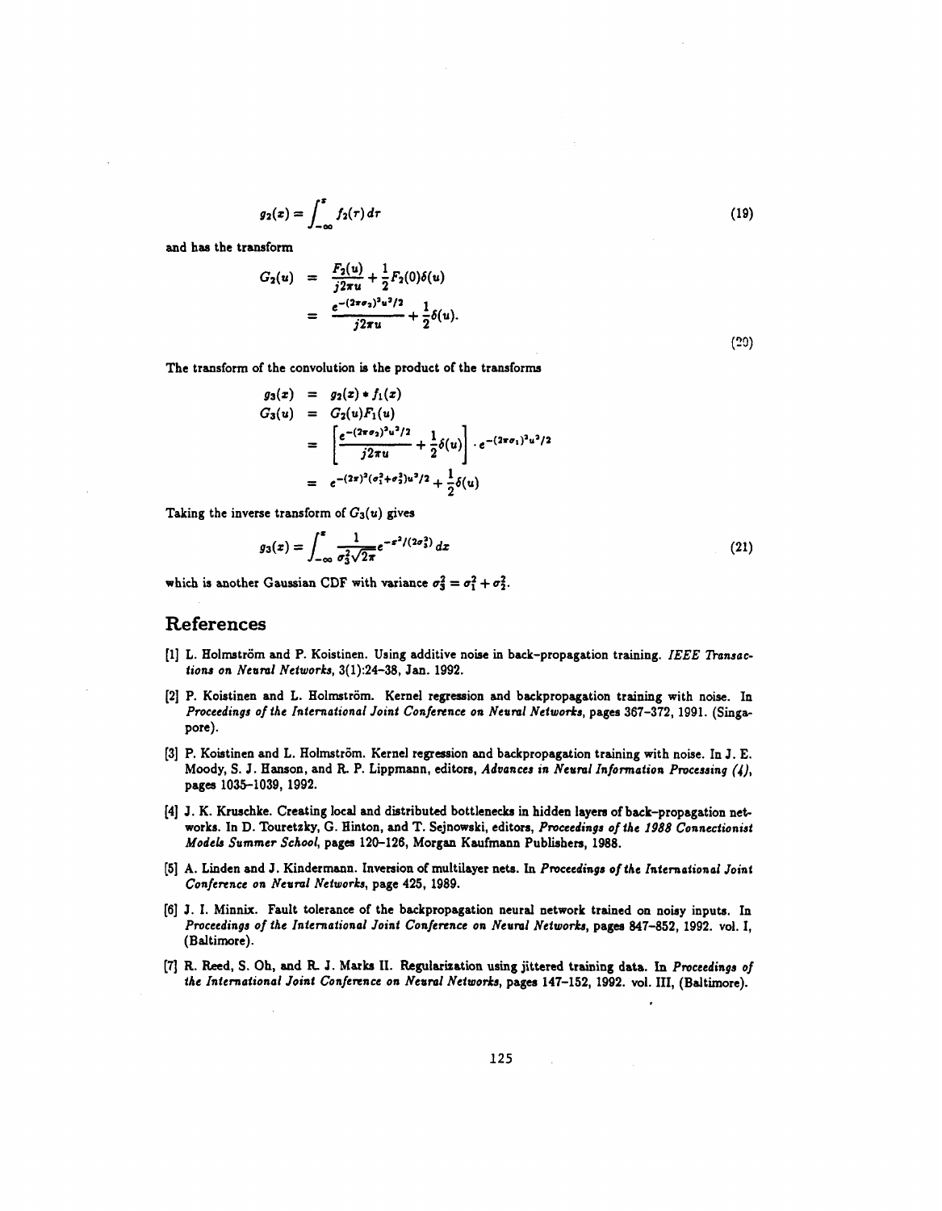$$g_2(x) = \int_{-\infty}^{x} f_2(\tau)\, d\tau \tag{19}$$

and has the transform

$$\begin{aligned} G_2(u) &= \frac{F_2(u)}{j2\pi u} + \frac{1}{2}F_2(0)\delta(u) \\ &= \frac{e^{-(2\pi\sigma_2)^2 u^2/2}}{j2\pi u} + \frac{1}{2}\delta(u). \end{aligned} \tag{20}$$

The transform of the convolution is the product of the transforms

$$\begin{aligned} g_3(x) &= g_2(x) * f_1(x) \\ G_3(u) &= G_2(u)F_1(u) \\ &= \left[\frac{e^{-(2\pi\sigma_2)^2 u^2/2}}{j2\pi u} + \frac{1}{2}\delta(u)\right] \cdot e^{-(2\pi\sigma_1)^2 u^2/2} \\ &= e^{-(2\pi)^2(\sigma_1^2+\sigma_2^2)u^2/2} + \frac{1}{2}\delta(u) \end{aligned}$$

Taking the inverse transform of $G_3(u)$ gives

$$g_3(x) = \int_{-\infty}^{x} \frac{1}{\sigma_3^2\sqrt{2\pi}} e^{-x^2/(2\sigma_3^2)}\, dx \tag{21}$$

which is another Gaussian CDF with variance $\sigma_3^2 = \sigma_1^2 + \sigma_2^2$.

## References

[1] L. Holmström and P. Koistinen. Using additive noise in back-propagation training. *IEEE Transactions on Neural Networks*, 3(1):24-38, Jan. 1992.

[2] P. Koistinen and L. Holmström. Kernel regression and backpropagation training with noise. In *Proceedings of the International Joint Conference on Neural Networks*, pages 367-372, 1991. (Singapore).

[3] P. Koistinen and L. Holmström. Kernel regression and backpropagation training with noise. In J. E. Moody, S. J. Hanson, and R. P. Lippmann, editors, *Advances in Neural Information Processing (4)*, pages 1035-1039, 1992.

[4] J. K. Kruschke. Creating local and distributed bottlenecks in hidden layers of back-propagation networks. In D. Touretzky, G. Hinton, and T. Sejnowski, editors, *Proceedings of the 1988 Connectionist Models Summer School*, pages 120-126, Morgan Kaufmann Publishers, 1988.

[5] A. Linden and J. Kindermann. Inversion of multilayer nets. In *Proceedings of the International Joint Conference on Neural Networks*, page 425, 1989.

[6] J. I. Minnix. Fault tolerance of the backpropagation neural network trained on noisy inputs. In *Proceedings of the International Joint Conference on Neural Networks*, pages 847-852, 1992. vol. I, (Baltimore).

[7] R. Reed, S. Oh, and R. J. Marks II. Regularization using jittered training data. In *Proceedings of the International Joint Conference on Neural Networks*, pages 147-152, 1992. vol. III, (Baltimore).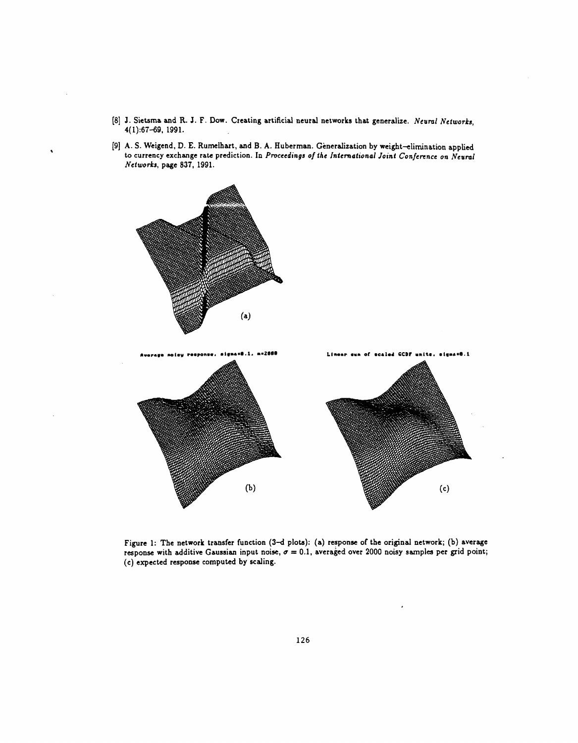[8] J. Sietsma and R. J. F. Dow. Creating artificial neural networks that generalize. *Neural Networks*, 4(1):67–69, 1991.

[9] A. S. Weigend, D. E. Rumelhart, and B. A. Huberman. Generalization by weight–elimination applied to currency exchange rate prediction. In *Proceedings of the International Joint Conference on Neural Networks*, page 837, 1991.

Figure 1: The network transfer function (3–d plots): (a) response of the original network; (b) average response with additive Gaussian input noise, $\sigma = 0.1$, averaged over 2000 noisy samples per grid point; (c) expected response computed by scaling.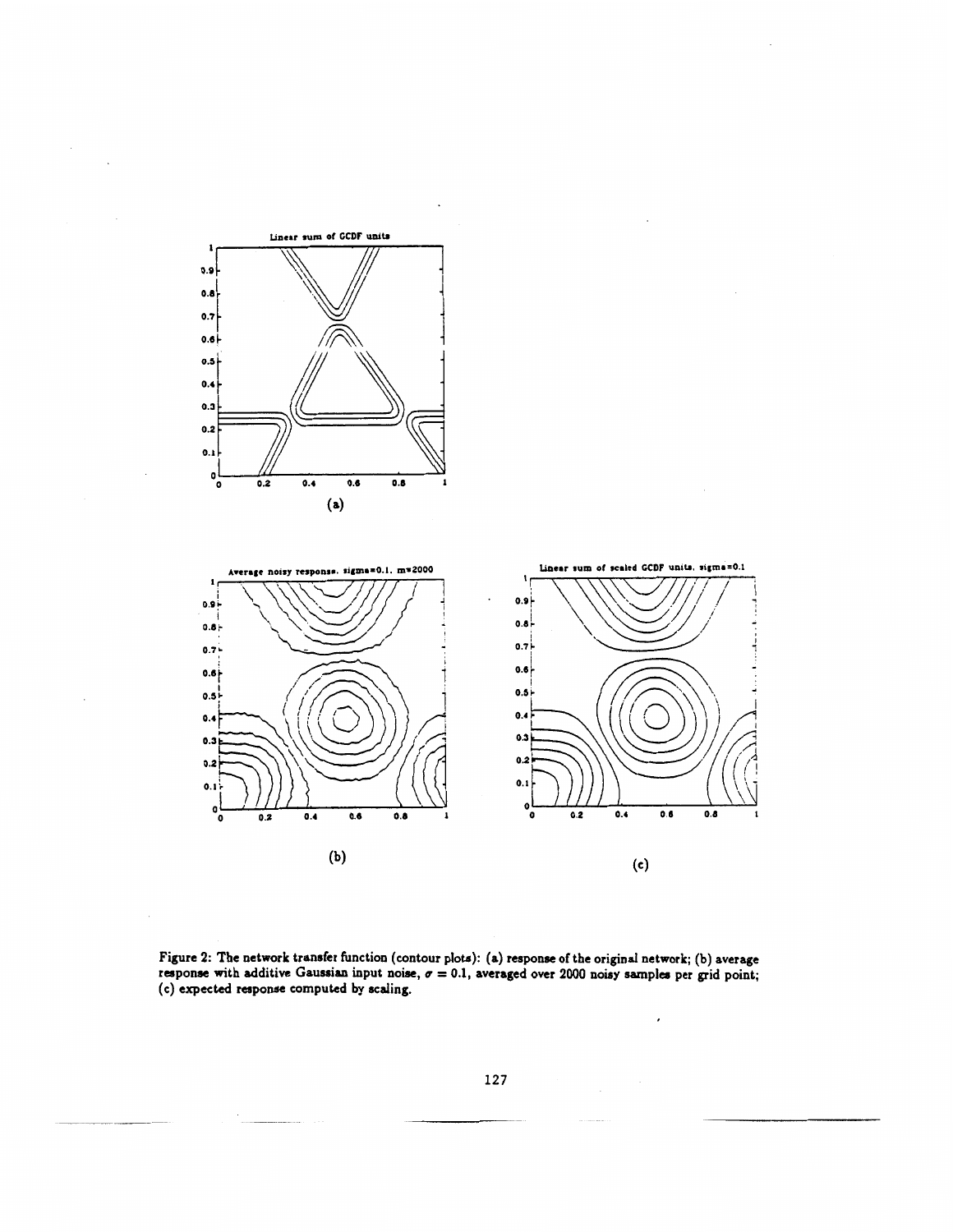Linear sum of GCDF units

0.9
0.8
0.7
0.6
0.5
0.4
0.3
0.2
0.1
0
0 0.2 0.4 0.6 0.8 1

(a)

Average noisy response. sigma=0.1. m=2000

1
0.9
0.8
0.7
0.6
0.5
0.4
0.3
0.2
0.1
0
0 0.2 0.4 0.6 0.8 1

(b)

Linear sum of scaled GCDF units. sigma=0.1

1
0.9
0.8
0.7
0.6
0.5
0.4
0.3
0.2
0.1
0
0 0.2 0.4 0.6 0.8 1

(c)

Figure 2: The network transfer function (contour plots): (a) response of the original network; (b) average response with additive Gaussian input noise, $\sigma = 0.1$, averaged over 2000 noisy samples per grid point; (c) expected response computed by scaling.